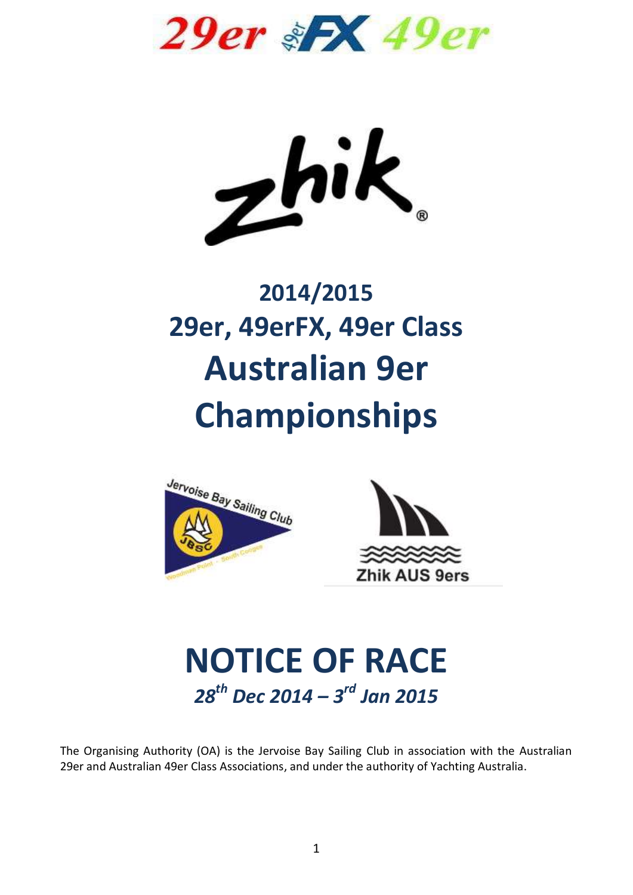29er 49erFX 49er

zhik

# 2014/2015 29er, 49erFX, 49er Class Australian 9er Championships

Jervoise Bay Sailing Club

Zhik AUS 9ers

# NOTICE OF RACE

***28th Dec 2014 – 3rd Jan 2015***

The Organising Authority (OA) is the Jervoise Bay Sailing Club in association with the Australian 29er and Australian 49er Class Associations, and under the authority of Yachting Australia.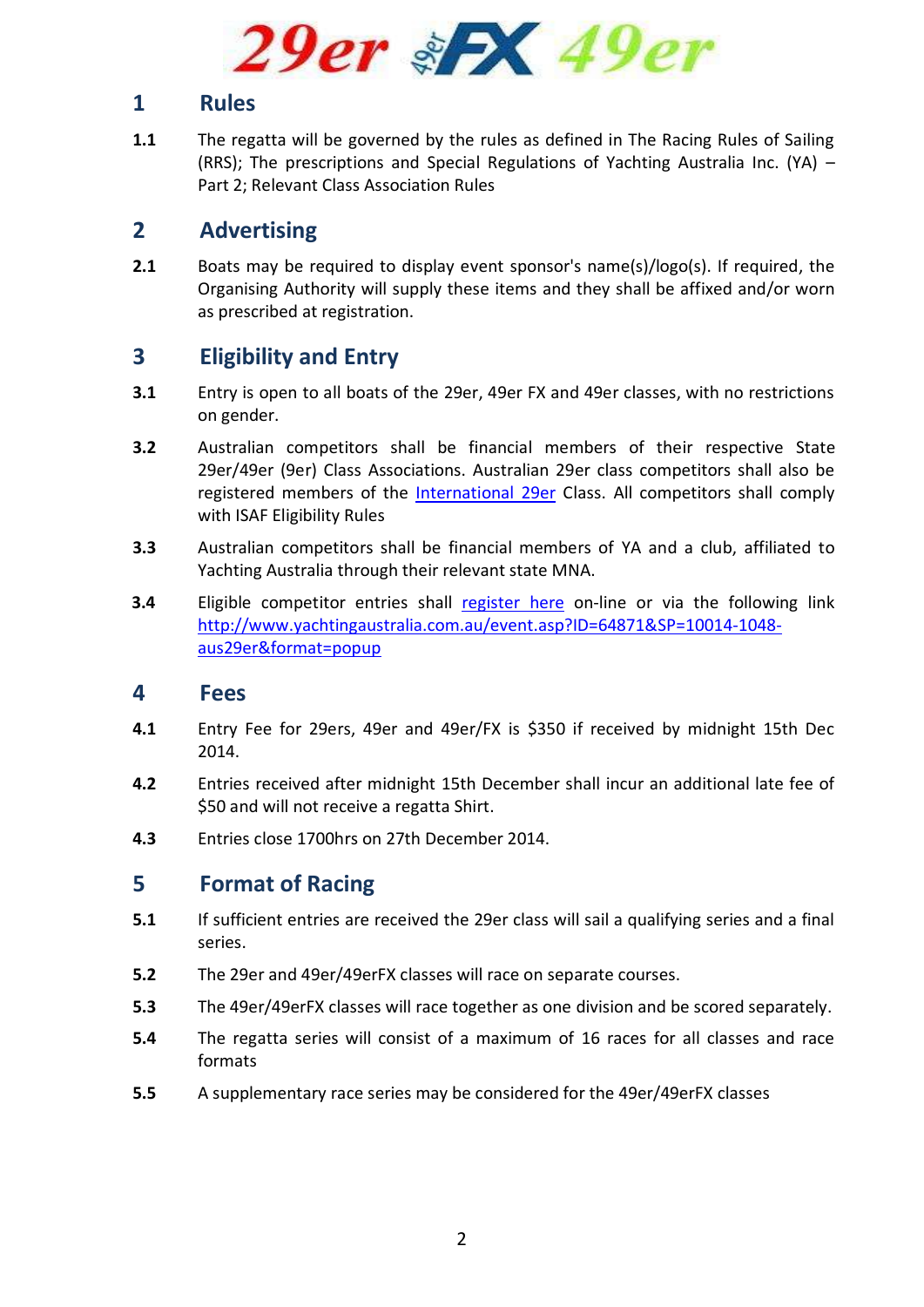# 1 Rules

**1.1** The regatta will be governed by the rules as defined in The Racing Rules of Sailing (RRS); The prescriptions and Special Regulations of Yachting Australia Inc. (YA) – Part 2; Relevant Class Association Rules

# 2 Advertising

**2.1** Boats may be required to display event sponsor's name(s)/logo(s). If required, the Organising Authority will supply these items and they shall be affixed and/or worn as prescribed at registration.

# 3 Eligibility and Entry

**3.1** Entry is open to all boats of the 29er, 49er FX and 49er classes, with no restrictions on gender.

**3.2** Australian competitors shall be financial members of their respective State 29er/49er (9er) Class Associations. Australian 29er class competitors shall also be registered members of the International 29er Class. All competitors shall comply with ISAF Eligibility Rules

**3.3** Australian competitors shall be financial members of YA and a club, affiliated to Yachting Australia through their relevant state MNA.

**3.4** Eligible competitor entries shall register here on-line or via the following link http://www.yachtingaustralia.com.au/event.asp?ID=64871&SP=10014-1048-aus29er&format=popup

# 4 Fees

**4.1** Entry Fee for 29ers, 49er and 49er/FX is $350 if received by midnight 15th Dec 2014.

**4.2** Entries received after midnight 15th December shall incur an additional late fee of $50 and will not receive a regatta Shirt.

**4.3** Entries close 1700hrs on 27th December 2014.

# 5 Format of Racing

**5.1** If sufficient entries are received the 29er class will sail a qualifying series and a final series.

**5.2** The 29er and 49er/49erFX classes will race on separate courses.

**5.3** The 49er/49erFX classes will race together as one division and be scored separately.

**5.4** The regatta series will consist of a maximum of 16 races for all classes and race formats

**5.5** A supplementary race series may be considered for the 49er/49erFX classes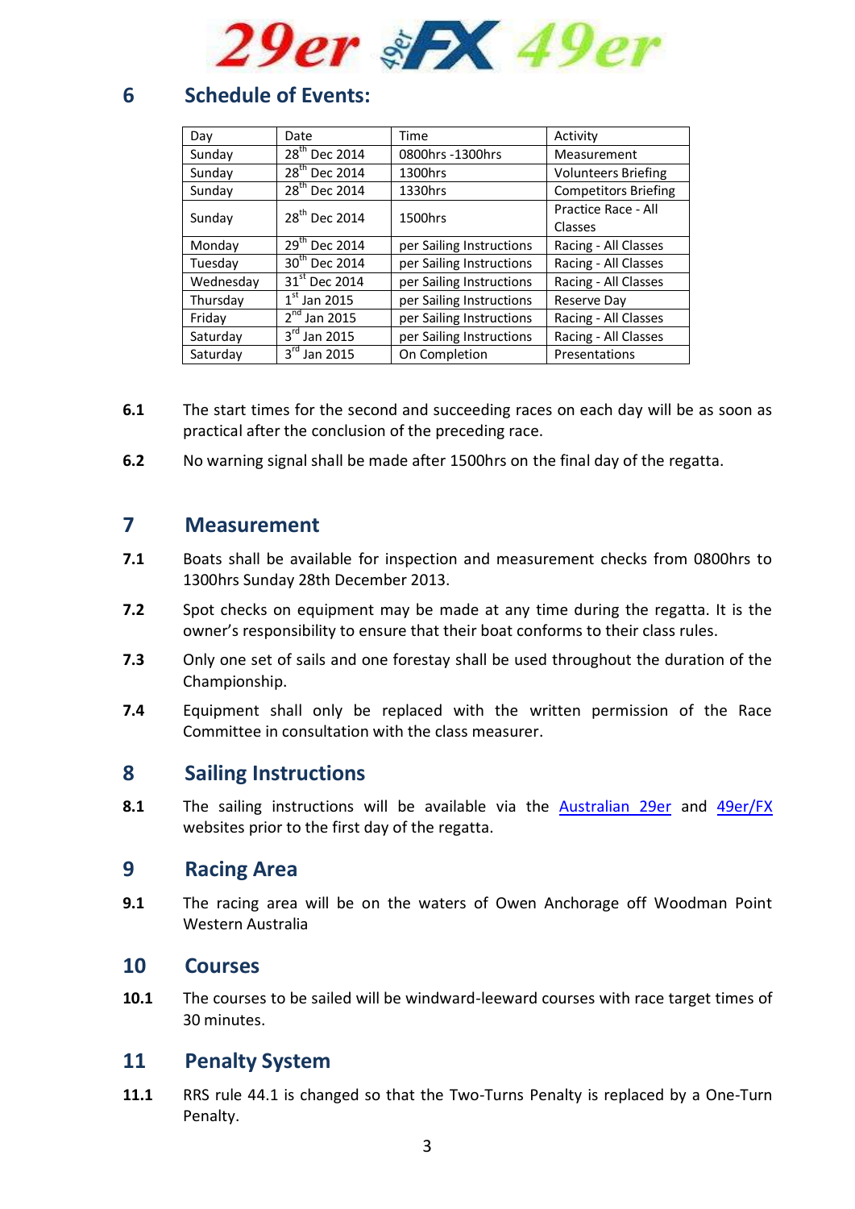## 6 Schedule of Events:

| Day | Date | Time | Activity |
|---|---|---|---|
| Sunday | 28th Dec 2014 | 0800hrs -1300hrs | Measurement |
| Sunday | 28th Dec 2014 | 1300hrs | Volunteers Briefing |
| Sunday | 28th Dec 2014 | 1330hrs | Competitors Briefing |
| Sunday | 28th Dec 2014 | 1500hrs | Practice Race - All Classes |
| Monday | 29th Dec 2014 | per Sailing Instructions | Racing - All Classes |
| Tuesday | 30th Dec 2014 | per Sailing Instructions | Racing - All Classes |
| Wednesday | 31st Dec 2014 | per Sailing Instructions | Racing - All Classes |
| Thursday | 1st Jan 2015 | per Sailing Instructions | Reserve Day |
| Friday | 2nd Jan 2015 | per Sailing Instructions | Racing - All Classes |
| Saturday | 3rd Jan 2015 | per Sailing Instructions | Racing - All Classes |
| Saturday | 3rd Jan 2015 | On Completion | Presentations |

**6.1** The start times for the second and succeeding races on each day will be as soon as practical after the conclusion of the preceding race.

**6.2** No warning signal shall be made after 1500hrs on the final day of the regatta.

## 7 Measurement

**7.1** Boats shall be available for inspection and measurement checks from 0800hrs to 1300hrs Sunday 28th December 2013.

**7.2** Spot checks on equipment may be made at any time during the regatta. It is the owner's responsibility to ensure that their boat conforms to their class rules.

**7.3** Only one set of sails and one forestay shall be used throughout the duration of the Championship.

**7.4** Equipment shall only be replaced with the written permission of the Race Committee in consultation with the class measurer.

## 8 Sailing Instructions

**8.1** The sailing instructions will be available via the Australian 29er and 49er/FX websites prior to the first day of the regatta.

## 9 Racing Area

**9.1** The racing area will be on the waters of Owen Anchorage off Woodman Point Western Australia

## 10 Courses

**10.1** The courses to be sailed will be windward-leeward courses with race target times of 30 minutes.

## 11 Penalty System

**11.1** RRS rule 44.1 is changed so that the Two-Turns Penalty is replaced by a One-Turn Penalty.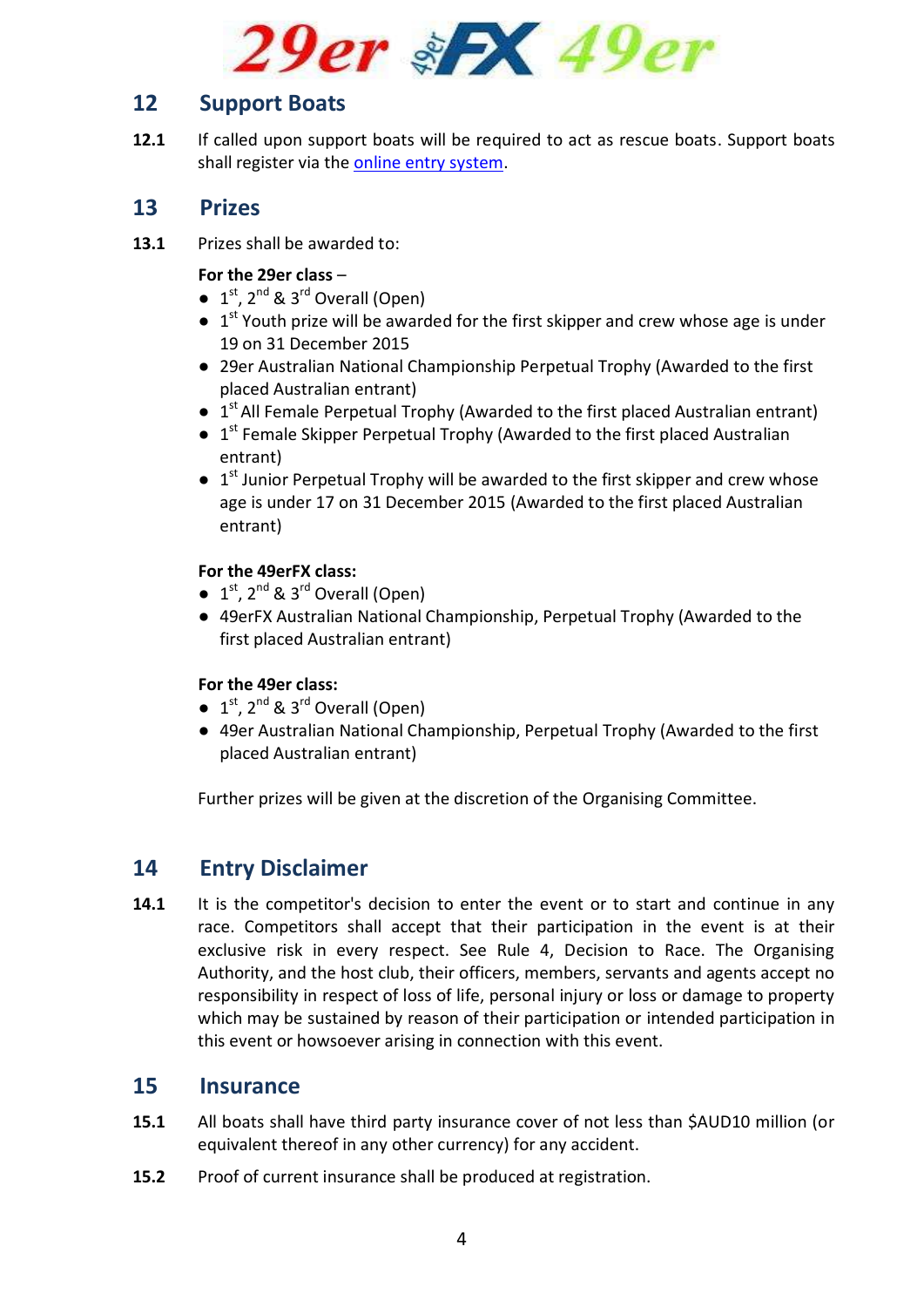## 12 Support Boats

**12.1** If called upon support boats will be required to act as rescue boats. Support boats shall register via the online entry system.

## 13 Prizes

**13.1** Prizes shall be awarded to:

**For the 29er class** –

- 1st, 2nd & 3rd Overall (Open)
- 1st Youth prize will be awarded for the first skipper and crew whose age is under 19 on 31 December 2015
- 29er Australian National Championship Perpetual Trophy (Awarded to the first placed Australian entrant)
- 1st All Female Perpetual Trophy (Awarded to the first placed Australian entrant)
- 1st Female Skipper Perpetual Trophy (Awarded to the first placed Australian entrant)
- 1st Junior Perpetual Trophy will be awarded to the first skipper and crew whose age is under 17 on 31 December 2015 (Awarded to the first placed Australian entrant)

**For the 49erFX class:**

- 1st, 2nd & 3rd Overall (Open)
- 49erFX Australian National Championship, Perpetual Trophy (Awarded to the first placed Australian entrant)

**For the 49er class:**

- 1st, 2nd & 3rd Overall (Open)
- 49er Australian National Championship, Perpetual Trophy (Awarded to the first placed Australian entrant)

Further prizes will be given at the discretion of the Organising Committee.

## 14 Entry Disclaimer

**14.1** It is the competitor's decision to enter the event or to start and continue in any race. Competitors shall accept that their participation in the event is at their exclusive risk in every respect. See Rule 4, Decision to Race. The Organising Authority, and the host club, their officers, members, servants and agents accept no responsibility in respect of loss of life, personal injury or loss or damage to property which may be sustained by reason of their participation or intended participation in this event or howsoever arising in connection with this event.

## 15 Insurance

**15.1** All boats shall have third party insurance cover of not less than $AUD10 million (or equivalent thereof in any other currency) for any accident.

**15.2** Proof of current insurance shall be produced at registration.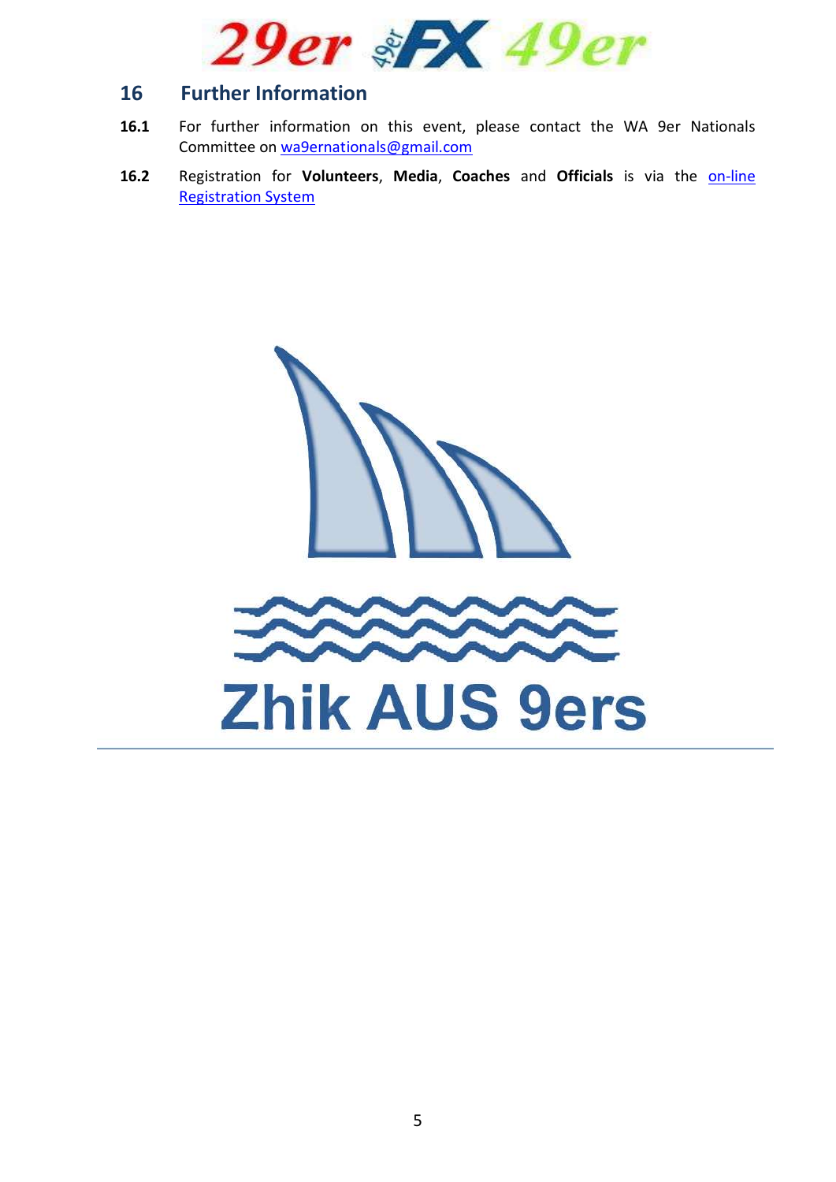## 16 Further Information

**16.1** For further information on this event, please contact the WA 9er Nationals Committee on wa9ernationals@gmail.com

**16.2** Registration for **Volunteers**, **Media**, **Coaches** and **Officials** is via the on-line Registration System

Zhik AUS 9ers